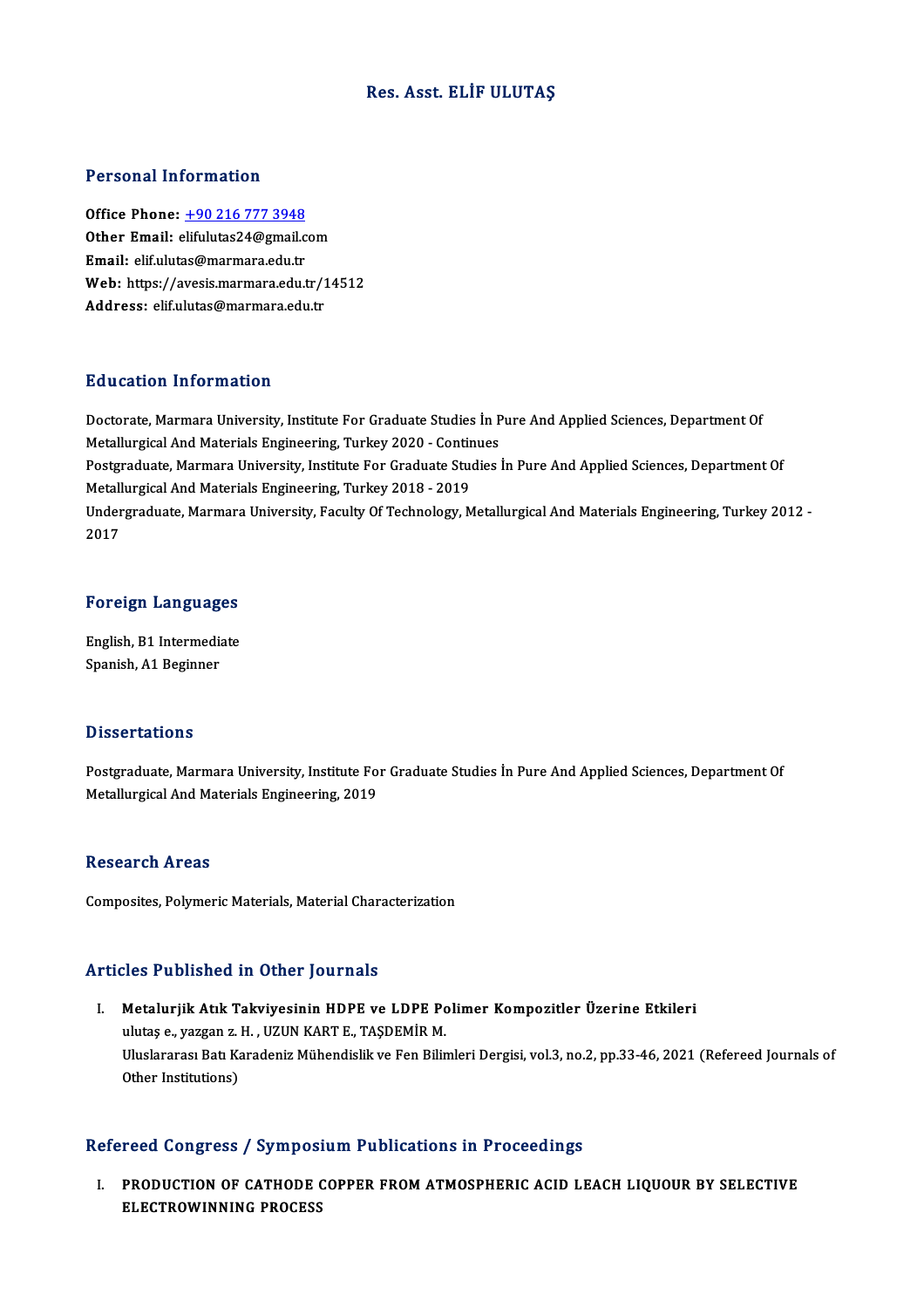# Res. Asst. ELİF ULUTAŞ

## Personal Information

**Office Phone:** +90 216 777 3948
**Other Email:** elifulutas24@gmail.com
**Email:** elif.ulutas@marmara.edu.tr
**Web:** https://avesis.marmara.edu.tr/14512
**Address:** elif.ulutas@marmara.edu.tr

## Education Information

Doctorate, Marmara University, Institute For Graduate Studies İn Pure And Applied Sciences, Department Of Metallurgical And Materials Engineering, Turkey 2020 - Continues
Postgraduate, Marmara University, Institute For Graduate Studies İn Pure And Applied Sciences, Department Of Metallurgical And Materials Engineering, Turkey 2018 - 2019
Undergraduate, Marmara University, Faculty Of Technology, Metallurgical And Materials Engineering, Turkey 2012 - 2017

## Foreign Languages

English, B1 Intermediate
Spanish, A1 Beginner

## Dissertations

Postgraduate, Marmara University, Institute For Graduate Studies İn Pure And Applied Sciences, Department Of Metallurgical And Materials Engineering, 2019

## Research Areas

Composites, Polymeric Materials, Material Characterization

## Articles Published in Other Journals

I. **Metalurjik Atık Takviyesinin HDPE ve LDPE Polimer Kompozitler Üzerine Etkileri**
ulutaş e., yazgan z. H. , UZUN KART E., TAŞDEMİR M.
Uluslararası Batı Karadeniz Mühendislik ve Fen Bilimleri Dergisi, vol.3, no.2, pp.33-46, 2021 (Refereed Journals of Other Institutions)

## Refereed Congress / Symposium Publications in Proceedings

I. **PRODUCTION OF CATHODE COPPER FROM ATMOSPHERIC ACID LEACH LIQUOUR BY SELECTIVE ELECTROWINNING PROCESS**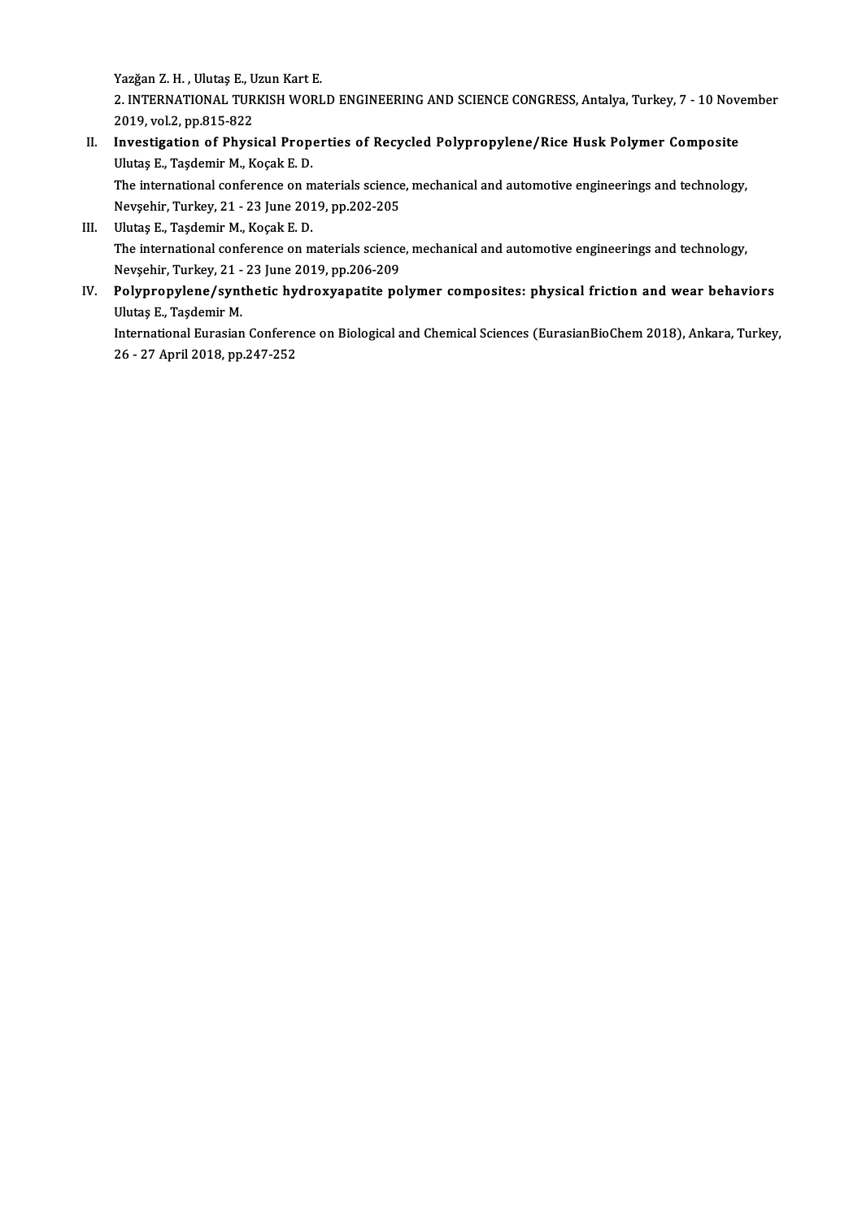Yazğan Z. H. , Ulutaş E., Uzun Kart E.
2. INTERNATIONAL TURKISH WORLD ENGINEERING AND SCIENCE CONGRESS, Antalya, Turkey, 7 - 10 November 2019, vol.2, pp.815-822

II. **Investigation of Physical Properties of Recycled Polypropylene/Rice Husk Polymer Composite**
Ulutaş E., Taşdemir M., Koçak E. D.
The international conference on materials science, mechanical and automotive engineerings and technology, Nevşehir, Turkey, 21 - 23 June 2019, pp.202-205

III. Ulutaş E., Taşdemir M., Koçak E. D.
The international conference on materials science, mechanical and automotive engineerings and technology, Nevşehir, Turkey, 21 - 23 June 2019, pp.206-209

IV. **Polypropylene/synthetic hydroxyapatite polymer composites: physical friction and wear behaviors**
Ulutaş E., Taşdemir M.
International Eurasian Conference on Biological and Chemical Sciences (EurasianBioChem 2018), Ankara, Turkey, 26 - 27 April 2018, pp.247-252